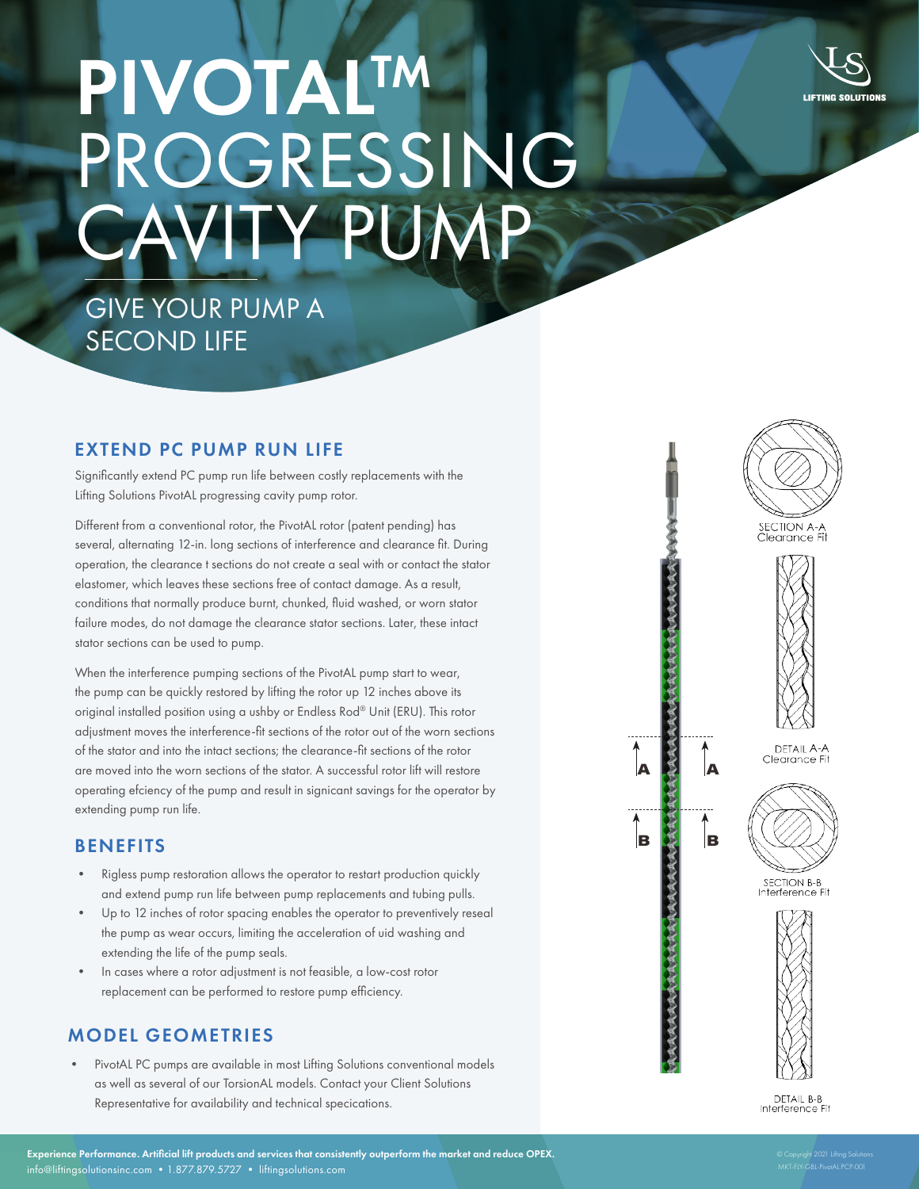# PIVOTAL™ PROGRESSING CAVITY PUMP

GIVE YOUR PUMP A SECOND LIFE

## EXTEND PC PUMP RUN LIFE

Significantly extend PC pump run life between costly replacements with the Lifting Solutions PivotAL progressing cavity pump rotor.

Different from a conventional rotor, the PivotAL rotor (patent pending) has several, alternating 12-in. long sections of interference and clearance fit. During operation, the clearance t sections do not create a seal with or contact the stator elastomer, which leaves these sections free of contact damage. As a result, conditions that normally produce burnt, chunked, fluid washed, or worn stator failure modes, do not damage the clearance stator sections. Later, these intact stator sections can be used to pump.

When the interference pumping sections of the PivotAL pump start to wear, the pump can be quickly restored by lifting the rotor up 12 inches above its original installed position using a ushby or Endless Rod® Unit (ERU). This rotor adjustment moves the interference-fit sections of the rotor out of the worn sections of the stator and into the intact sections; the clearance-fit sections of the rotor are moved into the worn sections of the stator. A successful rotor lift will restore operating efciency of the pump and result in signicant savings for the operator by extending pump run life.

## BENEFITS

- Rigless pump restoration allows the operator to restart production quickly and extend pump run life between pump replacements and tubing pulls.
- Up to 12 inches of rotor spacing enables the operator to preventively reseal the pump as wear occurs, limiting the acceleration of uid washing and extending the life of the pump seals.
- In cases where a rotor adjustment is not feasible, a low-cost rotor replacement can be performed to restore pump efficiency.

## MODEL GEOMETRIES

- PivotAL PC pumps are available in most Lifting Solutions conventional models as well as several of our TorsionAL models. Contact your Client Solutions Representative for availability and technical specications.

SECTION A-A
Clearance Fit

DETAIL A-A
Clearance Fit

SECTION B-B
Interference Fit

DETAIL B-B
Interference Fit

**Experience Performance. Artificial lift products and services that consistently outperform the market and reduce OPEX.**
info@liftingsolutionsinc.com • 1.877.879.5727 • liftingsolutions.com

© Copyright 2021 Lifting Solutions
MKT-FLY-GBL-PivotALPCP-001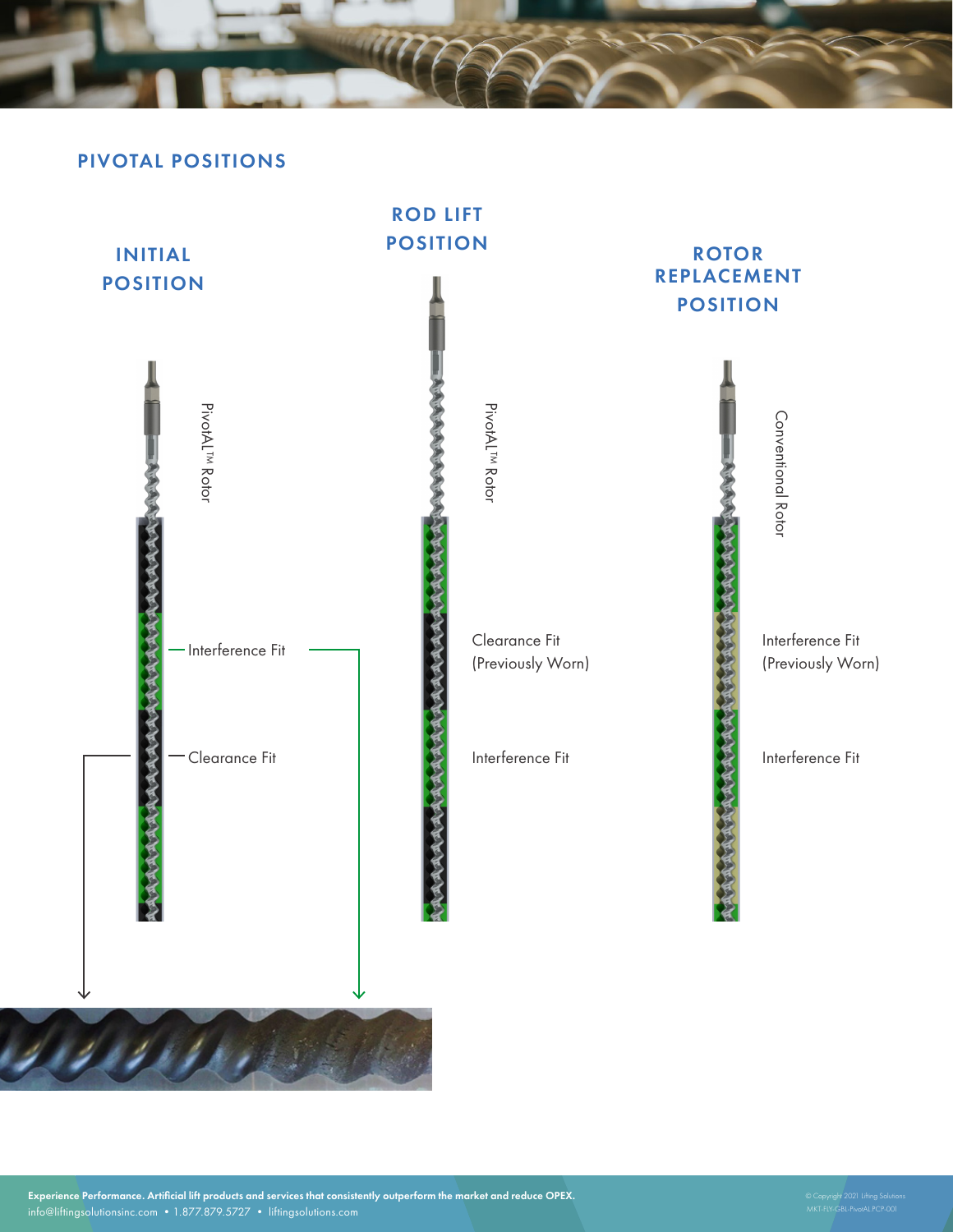## PIVOTAL POSITIONS

### INITIAL POSITION

PivotAL™ Rotor

Interference Fit

Clearance Fit

### ROD LIFT POSITION

PivotAL™ Rotor

Clearance Fit (Previously Worn)

Interference Fit

### ROTOR REPLACEMENT POSITION

Conventional Rotor

Interference Fit (Previously Worn)

Interference Fit

**Experience Performance. Artificial lift products and services that consistently outperform the market and reduce OPEX.**
info@liftingsolutionsinc.com • 1.877.879.5727 • liftingsolutions.com

© Copyright 2021 Lifting Solutions
MKT-FLY-GBL-PivotALPCP-001